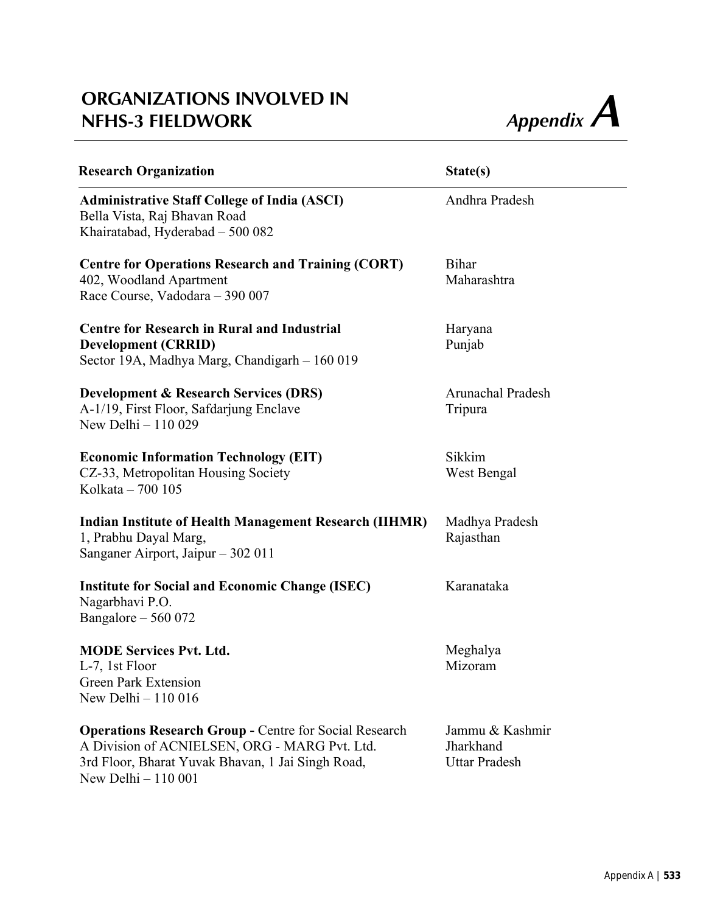# ORGANIZATIONS INVOLVED IN NFHS-3 FIELDWORK

*Appendix A*

| Research Organization | State(s) |
|---|---|
| **Administrative Staff College of India (ASCI)**<br>Bella Vista, Raj Bhavan Road<br>Khairatabad, Hyderabad – 500 082 | Andhra Pradesh |
| **Centre for Operations Research and Training (CORT)**<br>402, Woodland Apartment<br>Race Course, Vadodara – 390 007 | Bihar<br>Maharashtra |
| **Centre for Research in Rural and Industrial Development (CRRID)**<br>Sector 19A, Madhya Marg, Chandigarh – 160 019 | Haryana<br>Punjab |
| **Development & Research Services (DRS)**<br>A-1/19, First Floor, Safdarjung Enclave<br>New Delhi – 110 029 | Arunachal Pradesh<br>Tripura |
| **Economic Information Technology (EIT)**<br>CZ-33, Metropolitan Housing Society<br>Kolkata – 700 105 | Sikkim<br>West Bengal |
| **Indian Institute of Health Management Research (IIHMR)**<br>1, Prabhu Dayal Marg,<br>Sanganer Airport, Jaipur – 302 011 | Madhya Pradesh<br>Rajasthan |
| **Institute for Social and Economic Change (ISEC)**<br>Nagarbhavi P.O.<br>Bangalore – 560 072 | Karanataka |
| **MODE Services Pvt. Ltd.**<br>L-7, 1st Floor<br>Green Park Extension<br>New Delhi – 110 016 | Meghalya<br>Mizoram |
| **Operations Research Group -** Centre for Social Research<br>A Division of ACNIELSEN, ORG - MARG Pvt. Ltd.<br>3rd Floor, Bharat Yuvak Bhavan, 1 Jai Singh Road,<br>New Delhi – 110 001 | Jammu & Kashmir<br>Jharkhand<br>Uttar Pradesh |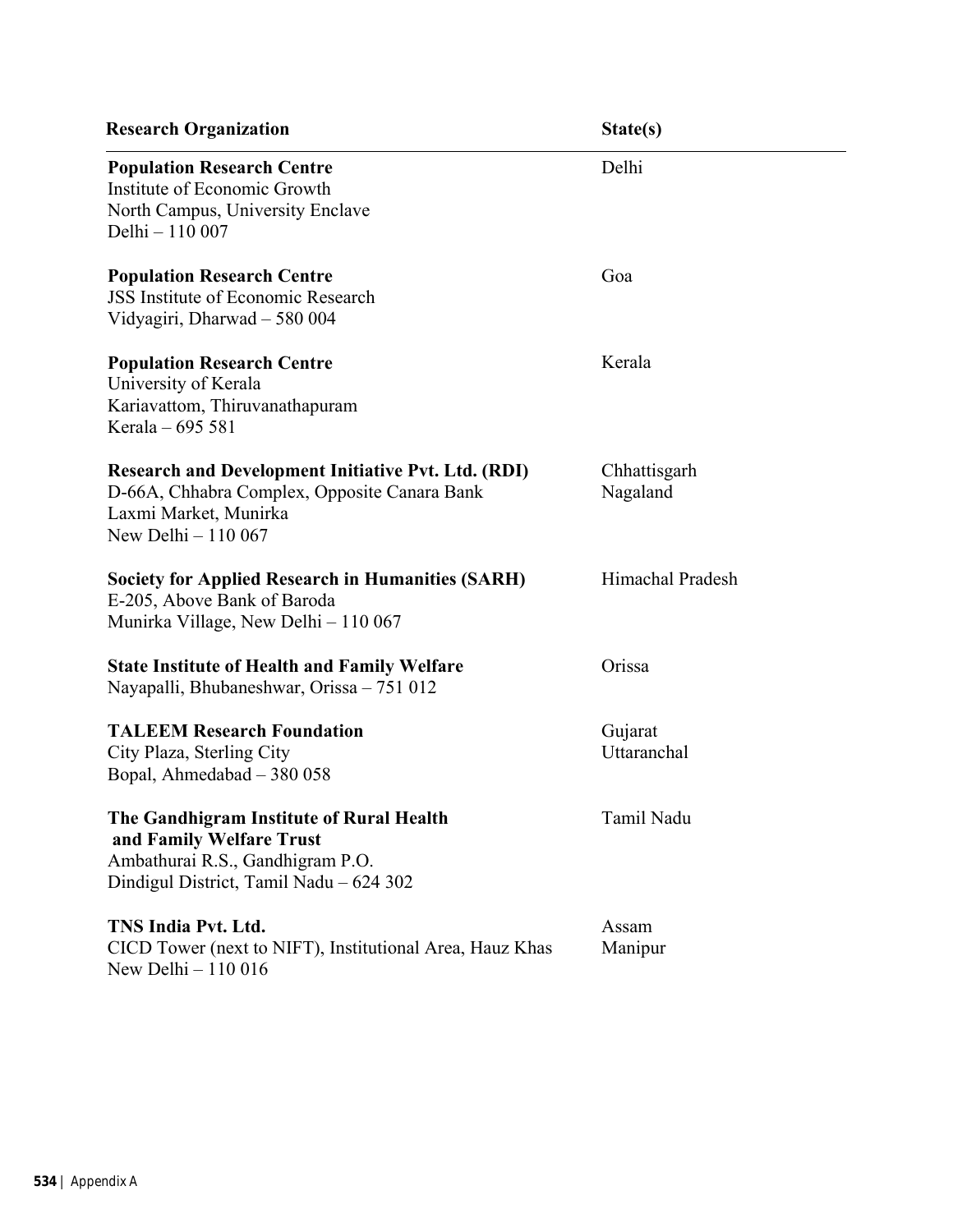| Research Organization | State(s) |
|---|---|
| **Population Research Centre**<br>Institute of Economic Growth<br>North Campus, University Enclave<br>Delhi – 110 007 | Delhi |
| **Population Research Centre**<br>JSS Institute of Economic Research<br>Vidyagiri, Dharwad – 580 004 | Goa |
| **Population Research Centre**<br>University of Kerala<br>Kariavattom, Thiruvanathapuram<br>Kerala – 695 581 | Kerala |
| **Research and Development Initiative Pvt. Ltd. (RDI)**<br>D-66A, Chhabra Complex, Opposite Canara Bank<br>Laxmi Market, Munirka<br>New Delhi – 110 067 | Chhattisgarh<br>Nagaland |
| **Society for Applied Research in Humanities (SARH)**<br>E-205, Above Bank of Baroda<br>Munirka Village, New Delhi – 110 067 | Himachal Pradesh |
| **State Institute of Health and Family Welfare**<br>Nayapalli, Bhubaneshwar, Orissa – 751 012 | Orissa |
| **TALEEM Research Foundation**<br>City Plaza, Sterling City<br>Bopal, Ahmedabad – 380 058 | Gujarat<br>Uttaranchal |
| **The Gandhigram Institute of Rural Health and Family Welfare Trust**<br>Ambathurai R.S., Gandhigram P.O.<br>Dindigul District, Tamil Nadu – 624 302 | Tamil Nadu |
| **TNS India Pvt. Ltd.**<br>CICD Tower (next to NIFT), Institutional Area, Hauz Khas<br>New Delhi – 110 016 | Assam<br>Manipur |